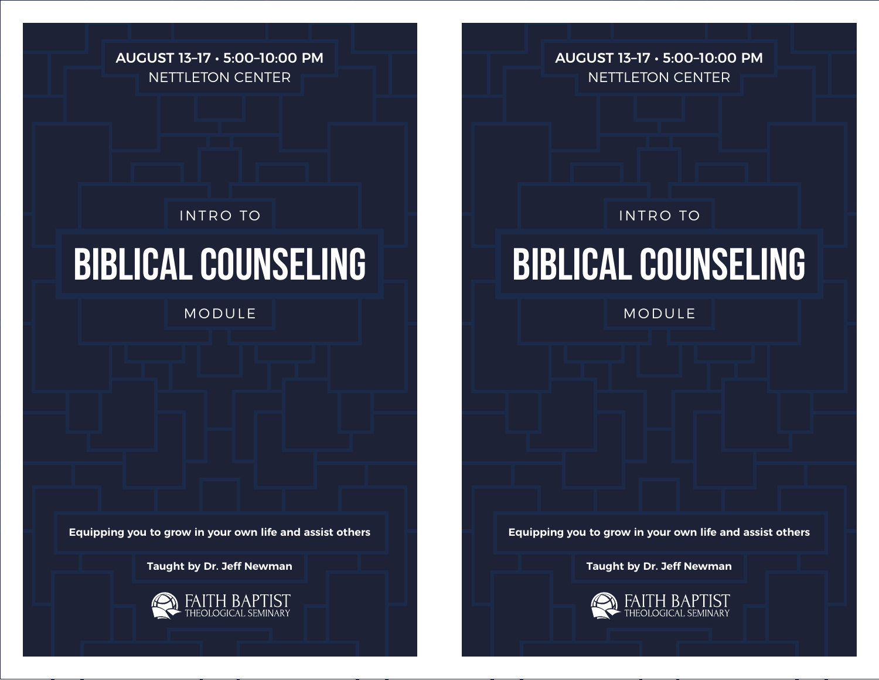**AUGUST 13–17 • 5:00–10:00 PM**
NETTLETON CENTER

INTRO TO

# BIBLICAL COUNSELING

MODULE

**Equipping you to grow in your own life and assist others**

**Taught by Dr. Jeff Newman**

FAITH BAPTIST
THEOLOGICAL SEMINARY

**AUGUST 13–17 • 5:00–10:00 PM**
NETTLETON CENTER

INTRO TO

# BIBLICAL COUNSELING

MODULE

**Equipping you to grow in your own life and assist others**

**Taught by Dr. Jeff Newman**

FAITH BAPTIST
THEOLOGICAL SEMINARY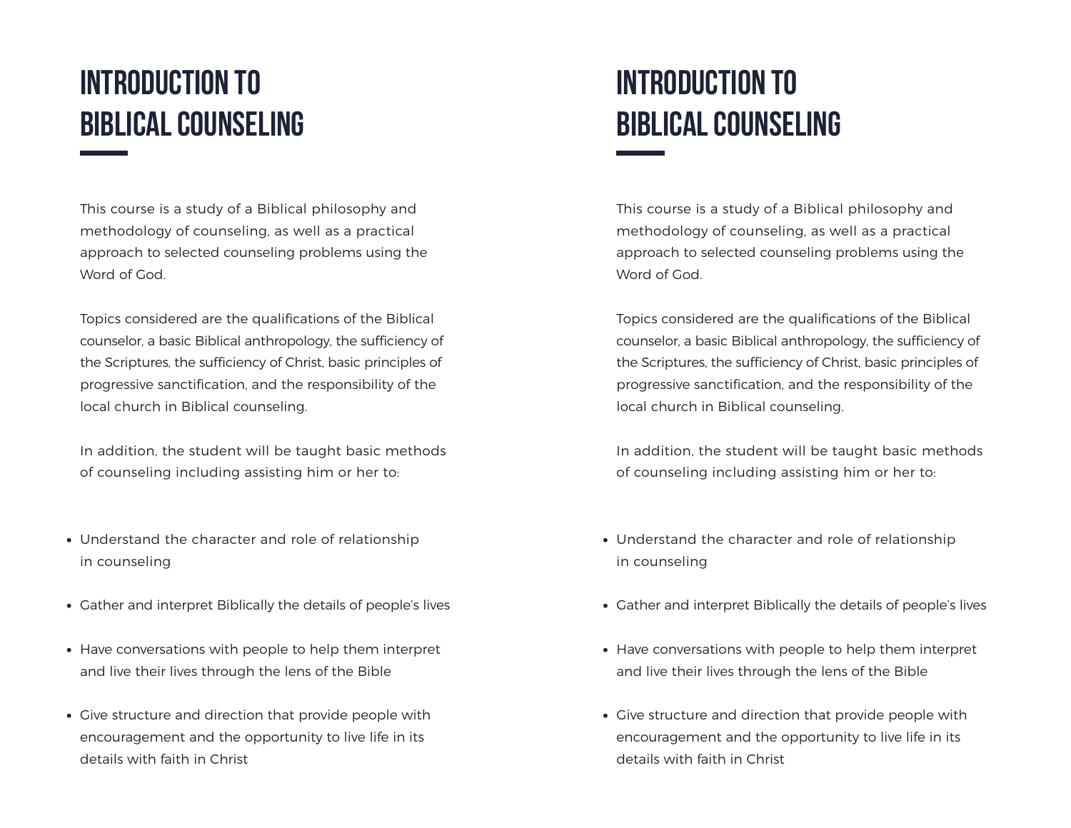# INTRODUCTION TO BIBLICAL COUNSELING

This course is a study of a Biblical philosophy and methodology of counseling, as well as a practical approach to selected counseling problems using the Word of God.

Topics considered are the qualifications of the Biblical counselor, a basic Biblical anthropology, the sufficiency of the Scriptures, the sufficiency of Christ, basic principles of progressive sanctification, and the responsibility of the local church in Biblical counseling.

In addition, the student will be taught basic methods of counseling including assisting him or her to:

- Understand the character and role of relationship in counseling
- Gather and interpret Biblically the details of people's lives
- Have conversations with people to help them interpret and live their lives through the lens of the Bible
- Give structure and direction that provide people with encouragement and the opportunity to live life in its details with faith in Christ

# INTRODUCTION TO BIBLICAL COUNSELING

This course is a study of a Biblical philosophy and methodology of counseling, as well as a practical approach to selected counseling problems using the Word of God.

Topics considered are the qualifications of the Biblical counselor, a basic Biblical anthropology, the sufficiency of the Scriptures, the sufficiency of Christ, basic principles of progressive sanctification, and the responsibility of the local church in Biblical counseling.

In addition, the student will be taught basic methods of counseling including assisting him or her to:

- Understand the character and role of relationship in counseling
- Gather and interpret Biblically the details of people's lives
- Have conversations with people to help them interpret and live their lives through the lens of the Bible
- Give structure and direction that provide people with encouragement and the opportunity to live life in its details with faith in Christ